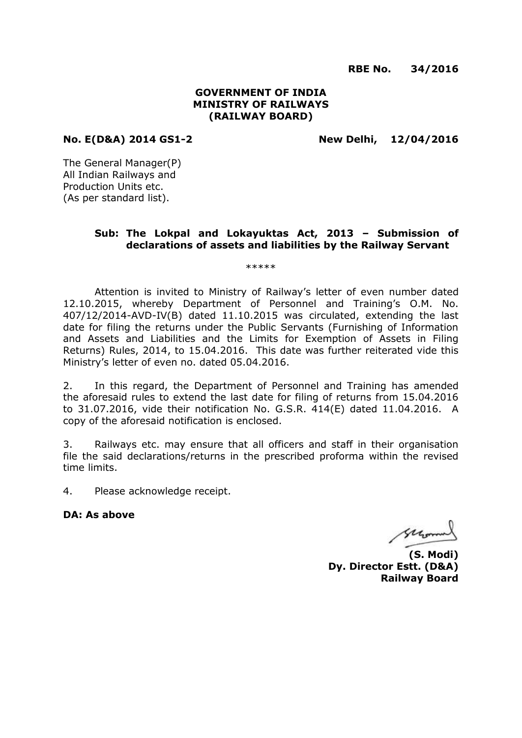**RBE No. 34/2016**

**GOVERNMENT OF INDIA**
**MINISTRY OF RAILWAYS**
**(RAILWAY BOARD)**

**No. E(D&A) 2014 GS1-2** **New Delhi, 12/04/2016**

The General Manager(P)
All Indian Railways and
Production Units etc.
(As per standard list).

**Sub: The Lokpal and Lokayuktas Act, 2013 – Submission of declarations of assets and liabilities by the Railway Servant**

\*\*\*\*\*

Attention is invited to Ministry of Railway's letter of even number dated 12.10.2015, whereby Department of Personnel and Training's O.M. No. 407/12/2014-AVD-IV(B) dated 11.10.2015 was circulated, extending the last date for filing the returns under the Public Servants (Furnishing of Information and Assets and Liabilities and the Limits for Exemption of Assets in Filing Returns) Rules, 2014, to 15.04.2016. This date was further reiterated vide this Ministry's letter of even no. dated 05.04.2016.

2. In this regard, the Department of Personnel and Training has amended the aforesaid rules to extend the last date for filing of returns from 15.04.2016 to 31.07.2016, vide their notification No. G.S.R. 414(E) dated 11.04.2016. A copy of the aforesaid notification is enclosed.

3. Railways etc. may ensure that all officers and staff in their organisation file the said declarations/returns in the prescribed proforma within the revised time limits.

4. Please acknowledge receipt.

**DA: As above**

**(S. Modi)**
**Dy. Director Estt. (D&A)**
**Railway Board**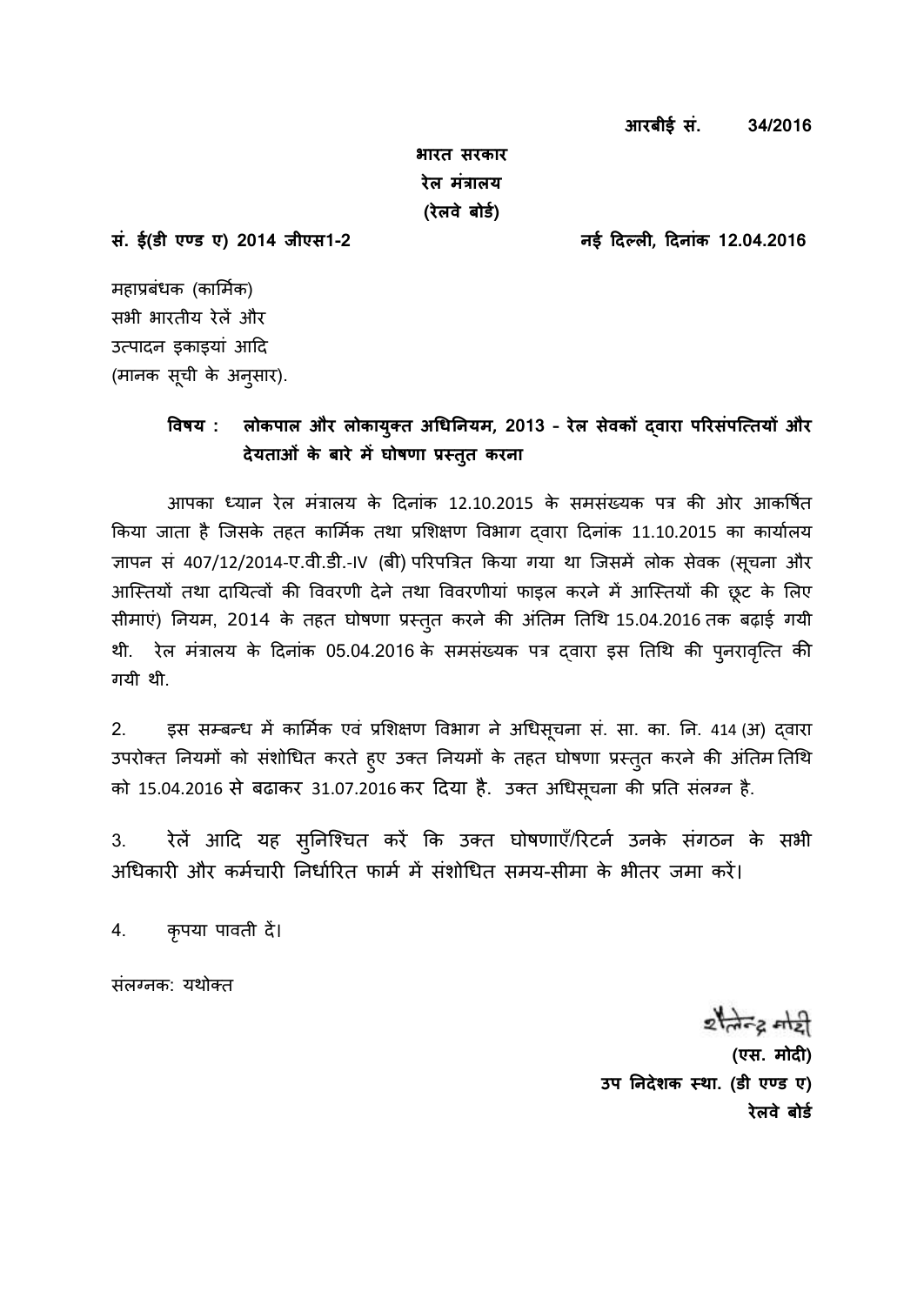**आरबीई सं. 34/2016**

**भारत सरकार**
**रेल मंत्रालय**
**(रेलवे बोर्ड)**

**सं. ई(डी एण्ड ए) 2014 जीएस1-2** **नई दिल्ली, दिनांक 12.04.2016**

महाप्रबंधक (कार्मिक)
सभी भारतीय रेलें और
उत्पादन इकाइयां आदि
(मानक सूची के अनुसार).

**विषय : लोकपाल और लोकायुक्त अधिनियम, 2013 - रेल सेवकों द्वारा परिसंपत्तियों और देयताओं के बारे में घोषणा प्रस्तुत करना**

आपका ध्यान रेल मंत्रालय के दिनांक 12.10.2015 के समसंख्यक पत्र की ओर आकर्षित किया जाता है जिसके तहत कार्मिक तथा प्रशिक्षण विभाग द्वारा दिनांक 11.10.2015 का कार्यालय ज्ञापन सं 407/12/2014-ए.वी.डी.-IV (बी) परिपत्रित किया गया था जिसमें लोक सेवक (सूचना और आस्तियों तथा दायित्वों की विवरणी देने तथा विवरणीयां फाइल करने में आस्तियों की छूट के लिए सीमाएं) नियम, 2014 के तहत घोषणा प्रस्तुत करने की अंतिम तिथि 15.04.2016 तक बढ़ाई गयी थी. रेल मंत्रालय के दिनांक 05.04.2016 के समसंख्यक पत्र द्वारा इस तिथि की पुनरावृत्ति की गयी थी.

2. इस सम्बन्ध में कार्मिक एवं प्रशिक्षण विभाग ने अधिसूचना सं. सा. का. नि. 414 (अ) द्वारा उपरोक्त नियमों को संशोधित करते हुए उक्त नियमों के तहत घोषणा प्रस्तुत करने की अंतिम तिथि को 15.04.2016 से बढाकर 31.07.2016 कर दिया है. उक्त अधिसूचना की प्रति संलग्न है.

3. रेलें आदि यह सुनिश्चित करें कि उक्त घोषणाएँ/रिटर्न उनके संगठन के सभी अधिकारी और कर्मचारी निर्धारित फार्म में संशोधित समय-सीमा के भीतर जमा करें।

4. कृपया पावती दें।

संलग्नक: यथोक्त

शैलेन्द्र मोदी
**(एस. मोदी)**
**उप निदेशक स्था. (डी एण्ड ए)**
**रेलवे बोर्ड**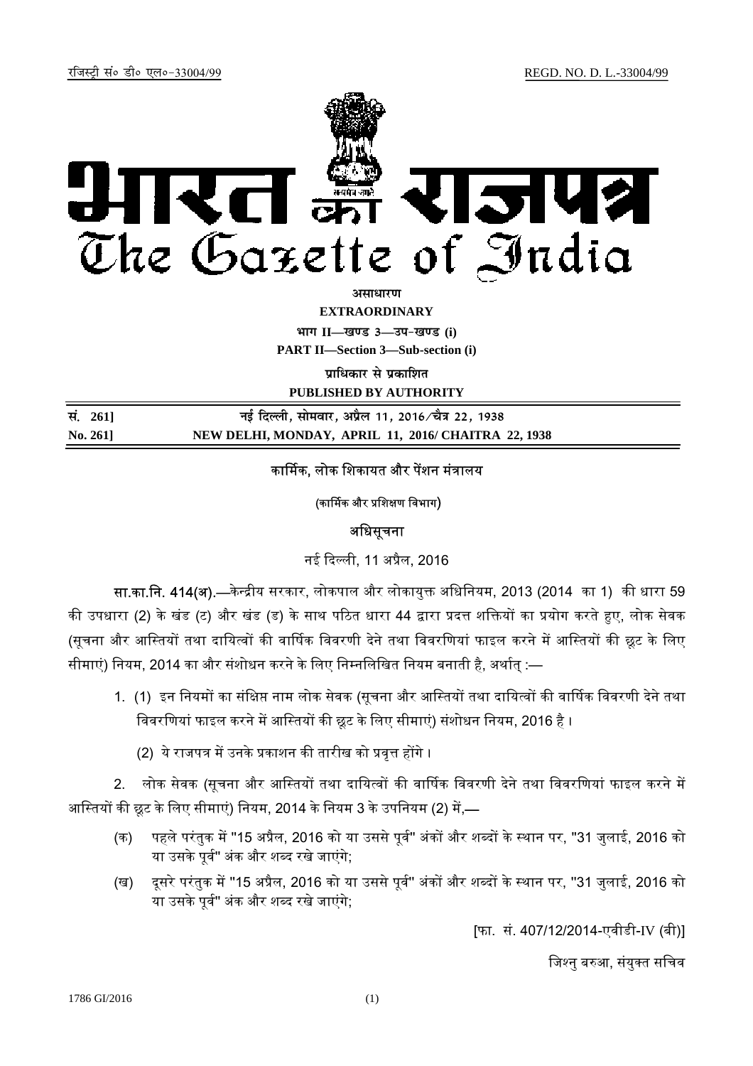रजिस्ट्री सं० डी० एल०-33004/99 REGD. NO. D. L.-33004/99

# भारत का राजपत्र
# The Gazette of India

**असाधारण**
**EXTRAORDINARY**

**भाग II—खण्ड 3—उप-खण्ड (i)**
**PART II—Section 3—Sub-section (i)**

**प्राधिकार से प्रकाशित**
**PUBLISHED BY AUTHORITY**

| | |
|---|---|
| **सं. 261]** | **नई दिल्ली, सोमवार, अप्रैल 11, 2016/चैत्र 22, 1938** |
| **No. 261]** | **NEW DELHI, MONDAY, APRIL 11, 2016/ CHAITRA 22, 1938** |

## कार्मिक, लोक शिकायत और पेंशन मंत्रालय

(कार्मिक और प्रशिक्षण विभाग)

### अधिसूचना

नई दिल्ली, 11 अप्रैल, 2016

**सा.का.नि. 414(अ).**—केन्द्रीय सरकार, लोकपाल और लोकायुक्त अधिनियम, 2013 (2014 का 1) की धारा 59 की उपधारा (2) के खंड (ट) और खंड (ड) के साथ पठित धारा 44 द्वारा प्रदत्त शक्तियों का प्रयोग करते हुए, लोक सेवक (सूचना और आस्तियों तथा दायित्वों की वार्षिक विवरणी देने तथा विवरणियां फाइल करने में आस्तियों की छूट के लिए सीमाएं) नियम, 2014 का और संशोधन करने के लिए निम्नलिखित नियम बनाती है, अर्थात् :—

1. (1) इन नियमों का संक्षिप्त नाम लोक सेवक (सूचना और आस्तियों तथा दायित्वों की वार्षिक विवरणी देने तथा विवरणियां फाइल करने में आस्तियों की छूट के लिए सीमाएं) संशोधन नियम, 2016 है ।

   (2) ये राजपत्र में उनके प्रकाशन की तारीख को प्रवृत्त होंगे ।

2. लोक सेवक (सूचना और आस्तियों तथा दायित्वों की वार्षिक विवरणी देने तथा विवरणियां फाइल करने में आस्तियों की छूट के लिए सीमाएं) नियम, 2014 के नियम 3 के उपनियम (2) में,—

   (क) पहले परंतुक में "15 अप्रैल, 2016 को या उससे पूर्व" अंकों और शब्दों के स्थान पर, "31 जुलाई, 2016 को या उसके पूर्व" अंक और शब्द रखे जाएंगे;

   (ख) दूसरे परंतुक में "15 अप्रैल, 2016 को या उससे पूर्व" अंकों और शब्दों के स्थान पर, "31 जुलाई, 2016 को या उसके पूर्व" अंक और शब्द रखे जाएंगे;

[फा. सं. 407/12/2014-एवीडी-IV (बी)]

जिश्नु बरुआ, संयुक्त सचिव

1786 GI/2016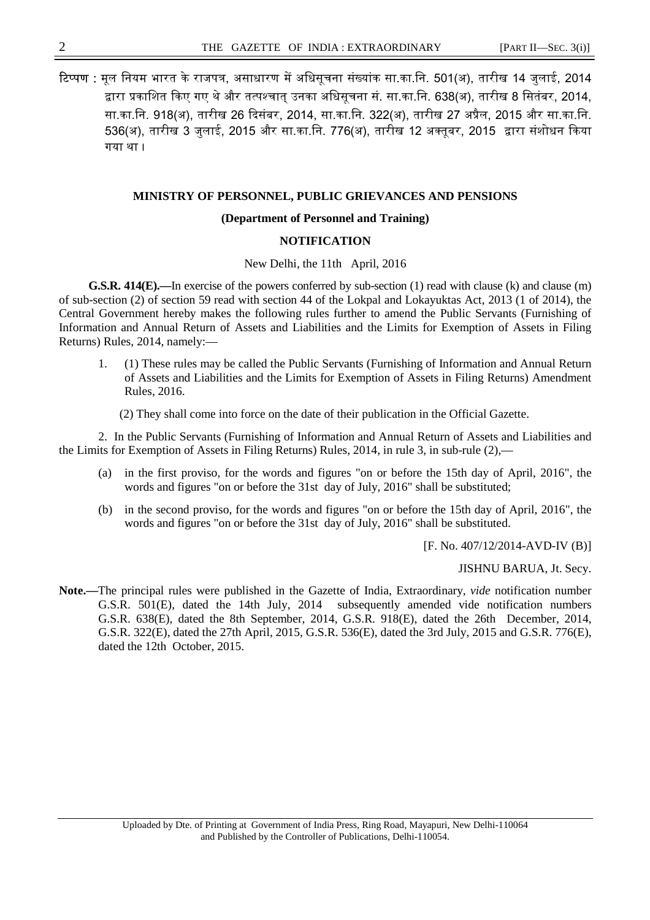टिप्पण : मूल नियम भारत के राजपत्र, असाधारण में अधिसूचना संख्यांक सा.का.नि. 501(अ), तारीख 14 जुलाई, 2014 द्वारा प्रकाशित किए गए थे और तत्पश्चात् उनका अधिसूचना सं. सा.का.नि. 638(अ), तारीख 8 सितंबर, 2014, सा.का.नि. 918(अ), तारीख 26 दिसंबर, 2014, सा.का.नि. 322(अ), तारीख 27 अप्रैल, 2015 और सा.का.नि. 536(अ), तारीख 3 जुलाई, 2015 और सा.का.नि. 776(अ), तारीख 12 अक्तूबर, 2015 द्वारा संशोधन किया गया था।

**MINISTRY OF PERSONNEL, PUBLIC GRIEVANCES AND PENSIONS**

**(Department of Personnel and Training)**

**NOTIFICATION**

New Delhi, the 11th April, 2016

**G.S.R. 414(E).—**In exercise of the powers conferred by sub-section (1) read with clause (k) and clause (m) of sub-section (2) of section 59 read with section 44 of the Lokpal and Lokayuktas Act, 2013 (1 of 2014), the Central Government hereby makes the following rules further to amend the Public Servants (Furnishing of Information and Annual Return of Assets and Liabilities and the Limits for Exemption of Assets in Filing Returns) Rules, 2014, namely:—

1. (1) These rules may be called the Public Servants (Furnishing of Information and Annual Return of Assets and Liabilities and the Limits for Exemption of Assets in Filing Returns) Amendment Rules, 2016.

   (2) They shall come into force on the date of their publication in the Official Gazette.

2. In the Public Servants (Furnishing of Information and Annual Return of Assets and Liabilities and the Limits for Exemption of Assets in Filing Returns) Rules, 2014, in rule 3, in sub-rule (2),—

   (a) in the first proviso, for the words and figures "on or before the 15th day of April, 2016", the words and figures "on or before the 31st day of July, 2016" shall be substituted;

   (b) in the second proviso, for the words and figures "on or before the 15th day of April, 2016", the words and figures "on or before the 31st day of July, 2016" shall be substituted.

[F. No. 407/12/2014-AVD-IV (B)]

JISHNU BARUA, Jt. Secy.

**Note.—**The principal rules were published in the Gazette of India, Extraordinary, *vide* notification number G.S.R. 501(E), dated the 14th July, 2014 subsequently amended vide notification numbers G.S.R. 638(E), dated the 8th September, 2014, G.S.R. 918(E), dated the 26th December, 2014, G.S.R. 322(E), dated the 27th April, 2015, G.S.R. 536(E), dated the 3rd July, 2015 and G.S.R. 776(E), dated the 12th October, 2015.

Uploaded by Dte. of Printing at Government of India Press, Ring Road, Mayapuri, New Delhi-110064 and Published by the Controller of Publications, Delhi-110054.